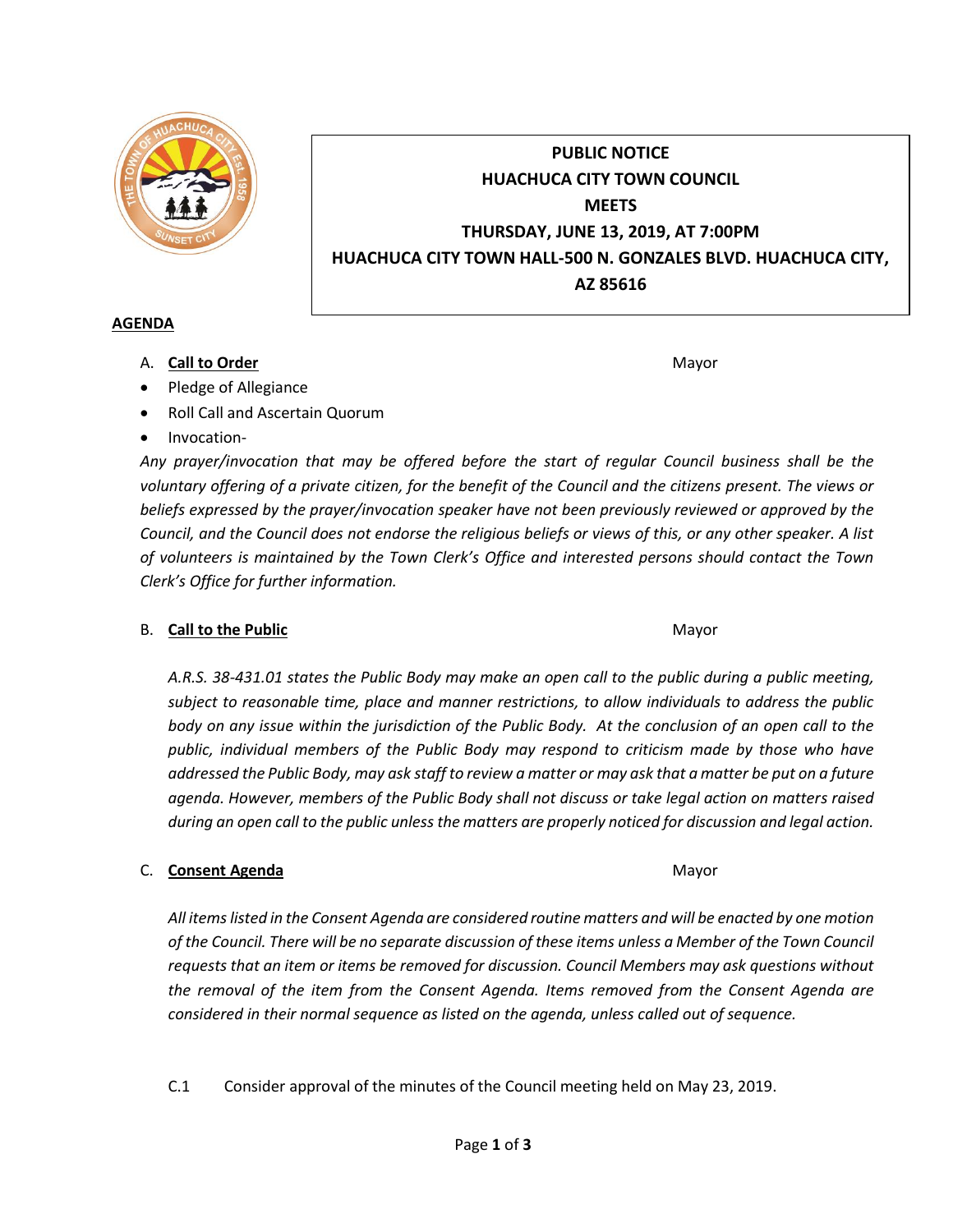# PUBLIC NOTICE
## HUACHUCA CITY TOWN COUNCIL
## MEETS
## THURSDAY, JUNE 13, 2019, AT 7:00PM
## HUACHUCA CITY TOWN HALL-500 N. GONZALES BLVD. HUACHUCA CITY, AZ 85616

**AGENDA**

A. **Call to Order** Mayor

- Pledge of Allegiance
- Roll Call and Ascertain Quorum
- Invocation-

*Any prayer/invocation that may be offered before the start of regular Council business shall be the voluntary offering of a private citizen, for the benefit of the Council and the citizens present. The views or beliefs expressed by the prayer/invocation speaker have not been previously reviewed or approved by the Council, and the Council does not endorse the religious beliefs or views of this, or any other speaker. A list of volunteers is maintained by the Town Clerk's Office and interested persons should contact the Town Clerk's Office for further information.*

B. **Call to the Public** Mayor

*A.R.S. 38-431.01 states the Public Body may make an open call to the public during a public meeting, subject to reasonable time, place and manner restrictions, to allow individuals to address the public body on any issue within the jurisdiction of the Public Body. At the conclusion of an open call to the public, individual members of the Public Body may respond to criticism made by those who have addressed the Public Body, may ask staff to review a matter or may ask that a matter be put on a future agenda. However, members of the Public Body shall not discuss or take legal action on matters raised during an open call to the public unless the matters are properly noticed for discussion and legal action.*

C. **Consent Agenda** Mayor

*All items listed in the Consent Agenda are considered routine matters and will be enacted by one motion of the Council. There will be no separate discussion of these items unless a Member of the Town Council requests that an item or items be removed for discussion. Council Members may ask questions without the removal of the item from the Consent Agenda. Items removed from the Consent Agenda are considered in their normal sequence as listed on the agenda, unless called out of sequence.*

C.1 Consider approval of the minutes of the Council meeting held on May 23, 2019.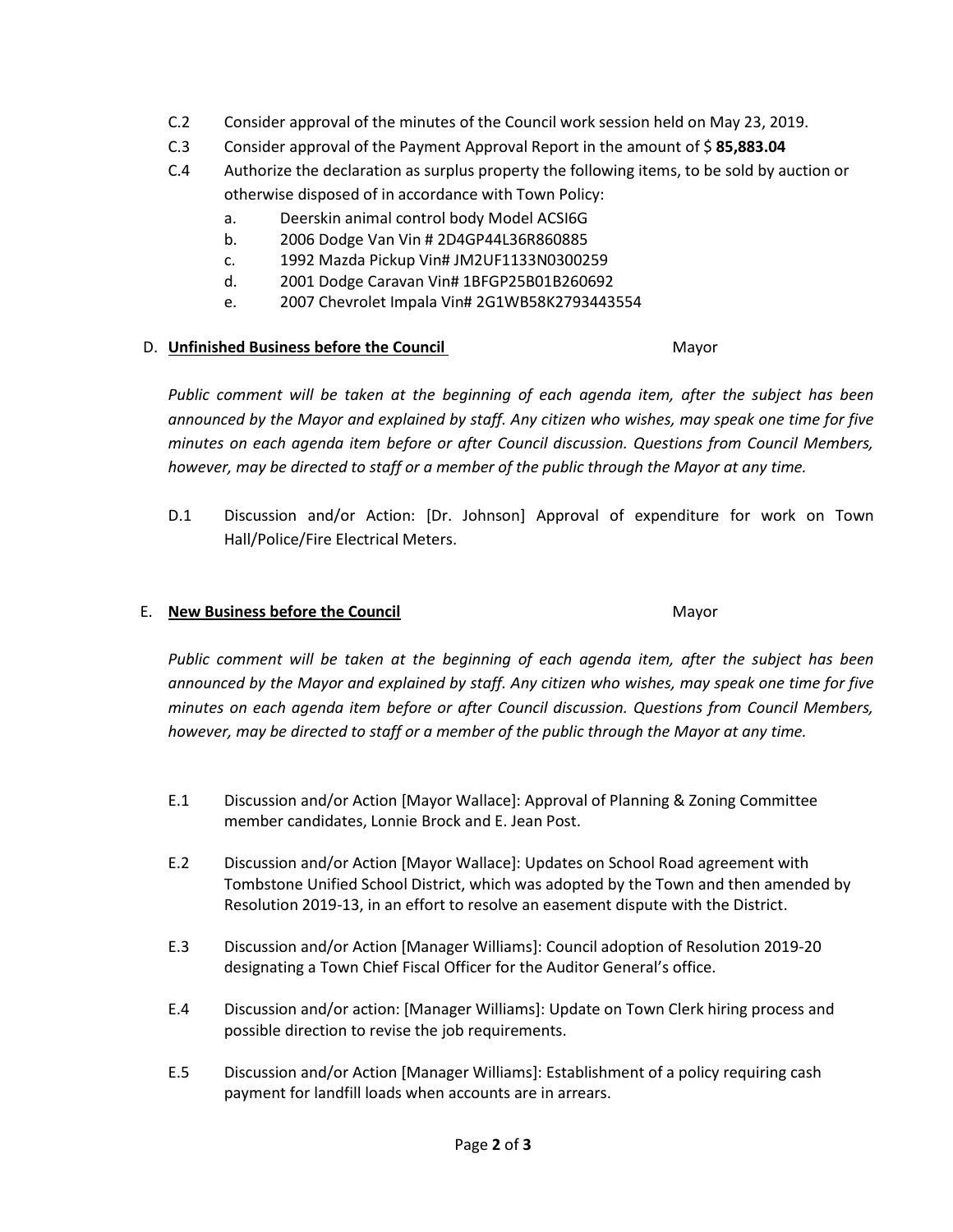C.2 Consider approval of the minutes of the Council work session held on May 23, 2019.

C.3 Consider approval of the Payment Approval Report in the amount of $ **85,883.04**

C.4 Authorize the declaration as surplus property the following items, to be sold by auction or otherwise disposed of in accordance with Town Policy:

a. Deerskin animal control body Model ACSI6G
b. 2006 Dodge Van Vin # 2D4GP44L36R860885
c. 1992 Mazda Pickup Vin# JM2UF1133N0300259
d. 2001 Dodge Caravan Vin# 1BFGP25B01B260692
e. 2007 Chevrolet Impala Vin# 2G1WB58K2793443554

## D. **Unfinished Business before the Council** Mayor

*Public comment will be taken at the beginning of each agenda item, after the subject has been announced by the Mayor and explained by staff. Any citizen who wishes, may speak one time for five minutes on each agenda item before or after Council discussion. Questions from Council Members, however, may be directed to staff or a member of the public through the Mayor at any time.*

D.1 Discussion and/or Action: [Dr. Johnson] Approval of expenditure for work on Town Hall/Police/Fire Electrical Meters.

## E. **New Business before the Council** Mayor

*Public comment will be taken at the beginning of each agenda item, after the subject has been announced by the Mayor and explained by staff. Any citizen who wishes, may speak one time for five minutes on each agenda item before or after Council discussion. Questions from Council Members, however, may be directed to staff or a member of the public through the Mayor at any time.*

E.1 Discussion and/or Action [Mayor Wallace]: Approval of Planning & Zoning Committee member candidates, Lonnie Brock and E. Jean Post.

E.2 Discussion and/or Action [Mayor Wallace]: Updates on School Road agreement with Tombstone Unified School District, which was adopted by the Town and then amended by Resolution 2019-13, in an effort to resolve an easement dispute with the District.

E.3 Discussion and/or Action [Manager Williams]: Council adoption of Resolution 2019-20 designating a Town Chief Fiscal Officer for the Auditor General's office.

E.4 Discussion and/or action: [Manager Williams]: Update on Town Clerk hiring process and possible direction to revise the job requirements.

E.5 Discussion and/or Action [Manager Williams]: Establishment of a policy requiring cash payment for landfill loads when accounts are in arrears.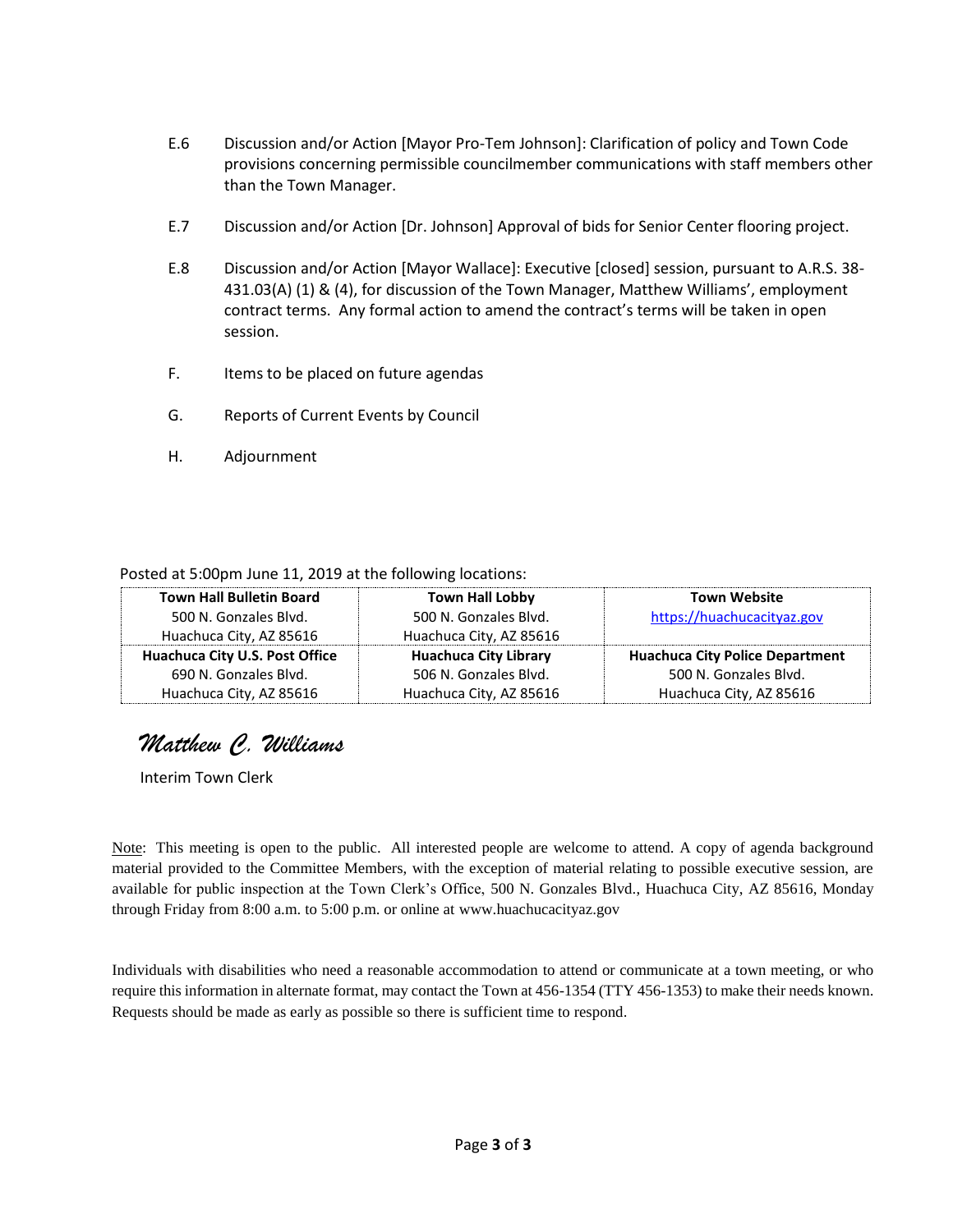E.6 Discussion and/or Action [Mayor Pro-Tem Johnson]: Clarification of policy and Town Code provisions concerning permissible councilmember communications with staff members other than the Town Manager.

E.7 Discussion and/or Action [Dr. Johnson] Approval of bids for Senior Center flooring project.

E.8 Discussion and/or Action [Mayor Wallace]: Executive [closed] session, pursuant to A.R.S. 38-431.03(A) (1) & (4), for discussion of the Town Manager, Matthew Williams', employment contract terms. Any formal action to amend the contract's terms will be taken in open session.

F. Items to be placed on future agendas

G. Reports of Current Events by Council

H. Adjournment

Posted at 5:00pm June 11, 2019 at the following locations:

| | | |
|---|---|---|
| **Town Hall Bulletin Board**<br>500 N. Gonzales Blvd.<br>Huachuca City, AZ 85616 | **Town Hall Lobby**<br>500 N. Gonzales Blvd.<br>Huachuca City, AZ 85616 | **Town Website**<br>https://huachucacityaz.gov |
| **Huachuca City U.S. Post Office**<br>690 N. Gonzales Blvd.<br>Huachuca City, AZ 85616 | **Huachuca City Library**<br>506 N. Gonzales Blvd.<br>Huachuca City, AZ 85616 | **Huachuca City Police Department**<br>500 N. Gonzales Blvd.<br>Huachuca City, AZ 85616 |

*Matthew C. Williams*

Interim Town Clerk

Note: This meeting is open to the public. All interested people are welcome to attend. A copy of agenda background material provided to the Committee Members, with the exception of material relating to possible executive session, are available for public inspection at the Town Clerk's Office, 500 N. Gonzales Blvd., Huachuca City, AZ 85616, Monday through Friday from 8:00 a.m. to 5:00 p.m. or online at www.huachucacityaz.gov

Individuals with disabilities who need a reasonable accommodation to attend or communicate at a town meeting, or who require this information in alternate format, may contact the Town at 456-1354 (TTY 456-1353) to make their needs known. Requests should be made as early as possible so there is sufficient time to respond.